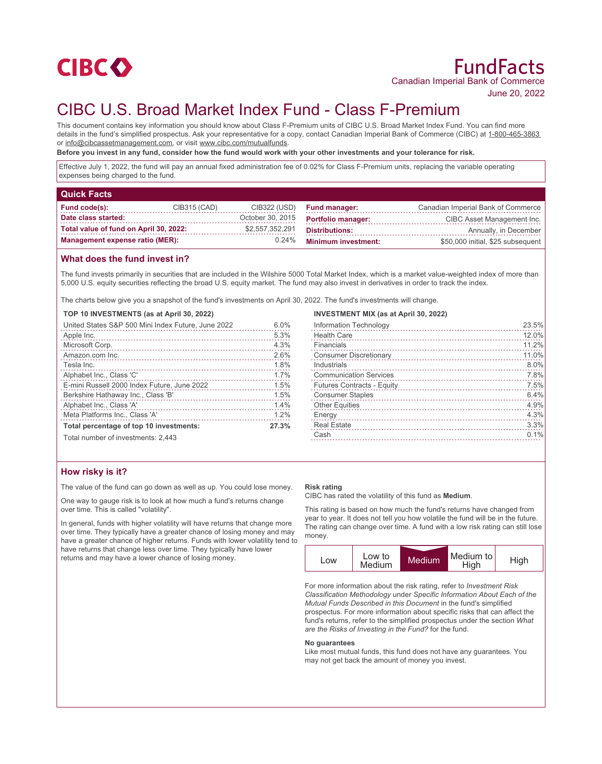CIBC

# FundFacts

Canadian Imperial Bank of Commerce

June 20, 2022

# CIBC U.S. Broad Market Index Fund - Class F-Premium

This document contains key information you should know about Class F-Premium units of CIBC U.S. Broad Market Index Fund. You can find more details in the fund's simplified prospectus. Ask your representative for a copy, contact Canadian Imperial Bank of Commerce (CIBC) at 1-800-465-3863 or info@cibcassetmanagement.com, or visit www.cibc.com/mutualfunds.

**Before you invest in any fund, consider how the fund would work with your other investments and your tolerance for risk.**

Effective July 1, 2022, the fund will pay an annual fixed administration fee of 0.02% for Class F-Premium units, replacing the variable operating expenses being charged to the fund.

## Quick Facts

| | | |
|---|---|---|
| **Fund code(s):** | CIB315 (CAD) | CIB322 (USD) |
| **Date class started:** | | October 30, 2015 |
| **Total value of fund on April 30, 2022:** | | $2,557,352,291 |
| **Management expense ratio (MER):** | | 0.24% |

| | |
|---|---|
| **Fund manager:** | Canadian Imperial Bank of Commerce |
| **Portfolio manager:** | CIBC Asset Management Inc. |
| **Distributions:** | Annually, in December |
| **Minimum investment:** | $50,000 initial, $25 subsequent |

## What does the fund invest in?

The fund invests primarily in securities that are included in the Wilshire 5000 Total Market Index, which is a market value-weighted index of more than 5,000 U.S. equity securities reflecting the broad U.S. equity market. The fund may also invest in derivatives in order to track the index.

The charts below give you a snapshot of the fund's investments on April 30, 2022. The fund's investments will change.

**TOP 10 INVESTMENTS (as at April 30, 2022)**

| | |
|---|---|
| United States S&P 500 Mini Index Future, June 2022 | 6.0% |
| Apple Inc. | 5.3% |
| Microsoft Corp. | 4.3% |
| Amazon.com Inc. | 2.6% |
| Tesla Inc. | 1.8% |
| Alphabet Inc., Class 'C' | 1.7% |
| E-mini Russell 2000 Index Future, June 2022 | 1.5% |
| Berkshire Hathaway Inc., Class 'B' | 1.5% |
| Alphabet Inc., Class 'A' | 1.4% |
| Meta Platforms Inc., Class 'A' | 1.2% |
| **Total percentage of top 10 investments:** | **27.3%** |

Total number of investments: 2,443

**INVESTMENT MIX (as at April 30, 2022)**

| | |
|---|---|
| Information Technology | 23.5% |
| Health Care | 12.0% |
| Financials | 11.2% |
| Consumer Discretionary | 11.0% |
| Industrials | 8.0% |
| Communication Services | 7.8% |
| Futures Contracts - Equity | 7.5% |
| Consumer Staples | 6.4% |
| Other Equities | 4.9% |
| Energy | 4.3% |
| Real Estate | 3.3% |
| Cash | 0.1% |

## How risky is it?

The value of the fund can go down as well as up. You could lose money.

One way to gauge risk is to look at how much a fund's returns change over time. This is called "volatility".

In general, funds with higher volatility will have returns that change more over time. They typically have a greater chance of losing money and may have a greater chance of higher returns. Funds with lower volatility tend to have returns that change less over time. They typically have lower returns and may have a lower chance of losing money.

**Risk rating**

CIBC has rated the volatility of this fund as **Medium**.

This rating is based on how much the fund's returns have changed from year to year. It does not tell you how volatile the fund will be in the future. The rating can change over time. A fund with a low risk rating can still lose money.

| Low | Low to Medium | **Medium** | Medium to High | High |
|---|---|---|---|---|

For more information about the risk rating, refer to *Investment Risk Classification Methodology* under *Specific Information About Each of the Mutual Funds Described in this Document* in the fund's simplified prospectus. For more information about specific risks that can affect the fund's returns, refer to the simplified prospectus under the section *What are the Risks of Investing in the Fund?* for the fund.

**No guarantees**

Like most mutual funds, this fund does not have any guarantees. You may not get back the amount of money you invest.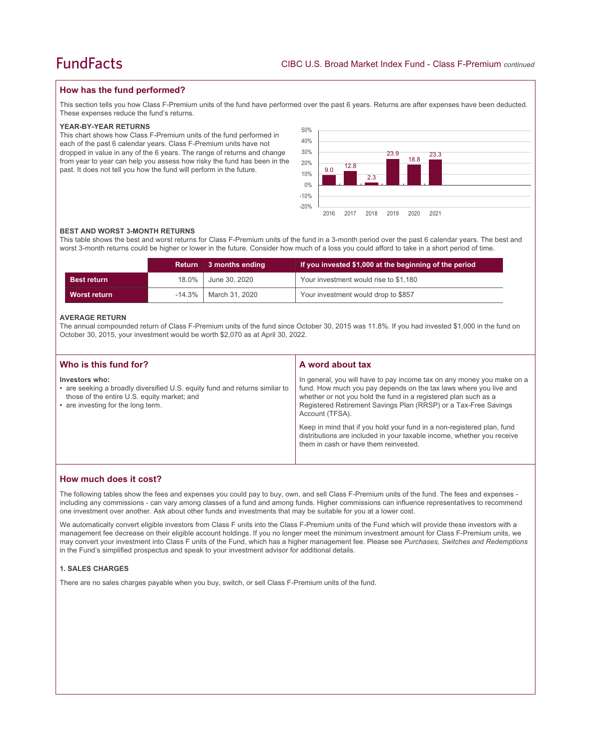## How has the fund performed?

This section tells you how Class F-Premium units of the fund have performed over the past 6 years. Returns are after expenses have been deducted. These expenses reduce the fund's returns.

### YEAR-BY-YEAR RETURNS

This chart shows how Class F-Premium units of the fund performed in each of the past 6 calendar years. Class F-Premium units have not dropped in value in any of the 6 years. The range of returns and change from year to year can help you assess how risky the fund has been in the past. It does not tell you how the fund will perform in the future.

| Year | Return (%) |
|---|---|
| 2016 | 9.0 |
| 2017 | 12.8 |
| 2018 | 2.3 |
| 2019 | 23.9 |
| 2020 | 18.8 |
| 2021 | 23.3 |

### BEST AND WORST 3-MONTH RETURNS

This table shows the best and worst returns for Class F-Premium units of the fund in a 3-month period over the past 6 calendar years. The best and worst 3-month returns could be higher or lower in the future. Consider how much of a loss you could afford to take in a short period of time.

| | Return | 3 months ending | If you invested $1,000 at the beginning of the period |
|---|---|---|---|
| **Best return** | 18.0% | June 30, 2020 | Your investment would rise to $1,180 |
| **Worst return** | -14.3% | March 31, 2020 | Your investment would drop to $857 |

### AVERAGE RETURN

The annual compounded return of Class F-Premium units of the fund since October 30, 2015 was 11.8%. If you had invested $1,000 in the fund on October 30, 2015, your investment would be worth $2,070 as at April 30, 2022.

## Who is this fund for?

**Investors who:**

- are seeking a broadly diversified U.S. equity fund and returns similar to those of the entire U.S. equity market; and
- are investing for the long term.

## A word about tax

In general, you will have to pay income tax on any money you make on a fund. How much you pay depends on the tax laws where you live and whether or not you hold the fund in a registered plan such as a Registered Retirement Savings Plan (RRSP) or a Tax-Free Savings Account (TFSA).

Keep in mind that if you hold your fund in a non-registered plan, fund distributions are included in your taxable income, whether you receive them in cash or have them reinvested.

## How much does it cost?

The following tables show the fees and expenses you could pay to buy, own, and sell Class F-Premium units of the fund. The fees and expenses - including any commissions - can vary among classes of a fund and among funds. Higher commissions can influence representatives to recommend one investment over another. Ask about other funds and investments that may be suitable for you at a lower cost.

We automatically convert eligible investors from Class F units into the Class F-Premium units of the Fund which will provide these investors with a management fee decrease on their eligible account holdings. If you no longer meet the minimum investment amount for Class F-Premium units, we may convert your investment into Class F units of the Fund, which has a higher management fee. Please see *Purchases, Switches and Redemptions* in the Fund's simplified prospectus and speak to your investment advisor for additional details.

### 1. SALES CHARGES

There are no sales charges payable when you buy, switch, or sell Class F-Premium units of the fund.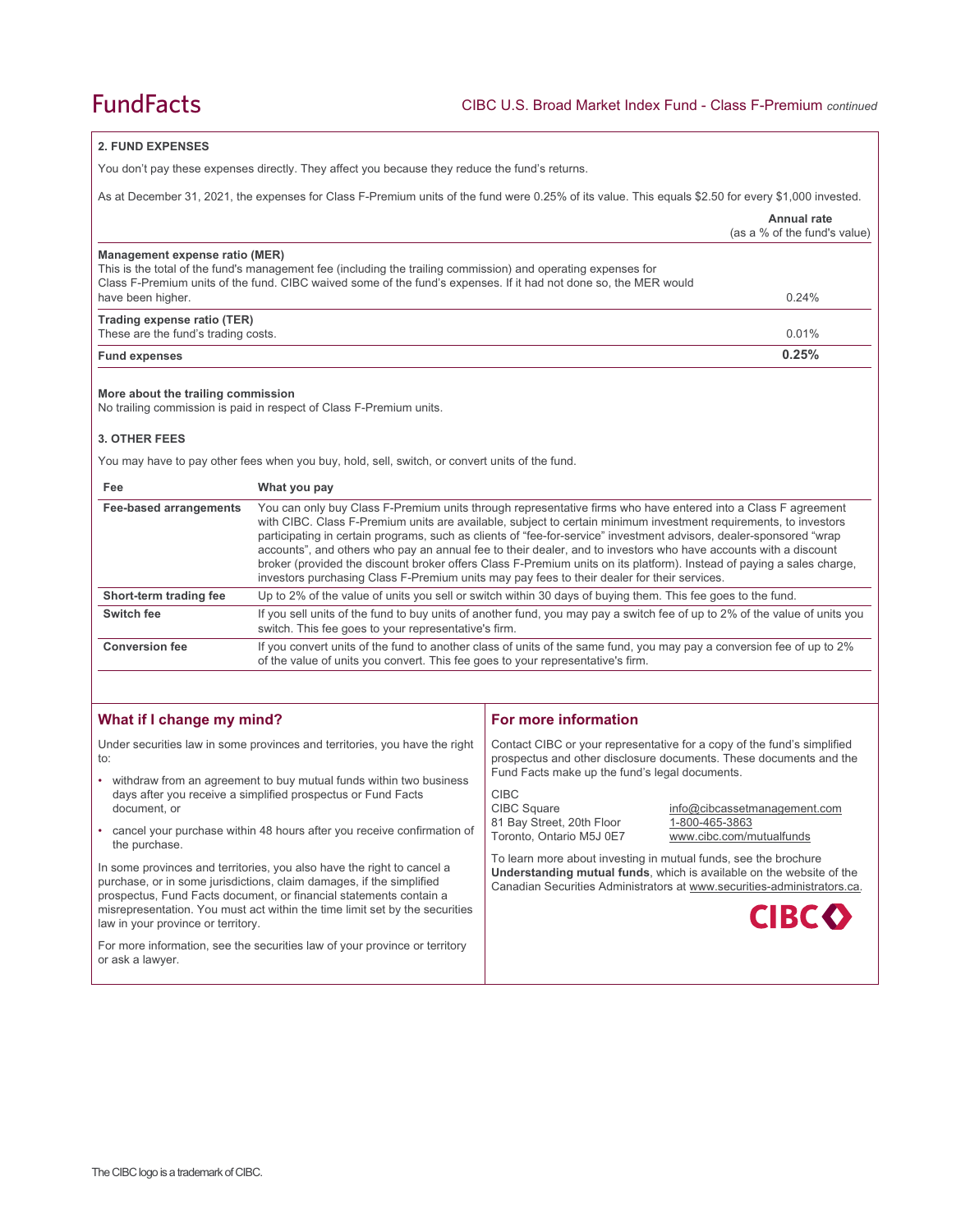## 2. FUND EXPENSES

You don't pay these expenses directly. They affect you because they reduce the fund's returns.

As at December 31, 2021, the expenses for Class F-Premium units of the fund were 0.25% of its value. This equals $2.50 for every $1,000 invested.

| | Annual rate (as a % of the fund's value) |
|---|---|
| **Management expense ratio (MER)** This is the total of the fund's management fee (including the trailing commission) and operating expenses for Class F-Premium units of the fund. CIBC waived some of the fund's expenses. If it had not done so, the MER would have been higher. | 0.24% |
| **Trading expense ratio (TER)** These are the fund's trading costs. | 0.01% |
| **Fund expenses** | **0.25%** |

**More about the trailing commission**

No trailing commission is paid in respect of Class F-Premium units.

## 3. OTHER FEES

You may have to pay other fees when you buy, hold, sell, switch, or convert units of the fund.

| Fee | What you pay |
|---|---|
| **Fee-based arrangements** | You can only buy Class F-Premium units through representative firms who have entered into a Class F agreement with CIBC. Class F-Premium units are available, subject to certain minimum investment requirements, to investors participating in certain programs, such as clients of "fee-for-service" investment advisors, dealer-sponsored "wrap accounts", and others who pay an annual fee to their dealer, and to investors who have accounts with a discount broker (provided the discount broker offers Class F-Premium units on its platform). Instead of paying a sales charge, investors purchasing Class F-Premium units may pay fees to their dealer for their services. |
| **Short-term trading fee** | Up to 2% of the value of units you sell or switch within 30 days of buying them. This fee goes to the fund. |
| **Switch fee** | If you sell units of the fund to buy units of another fund, you may pay a switch fee of up to 2% of the value of units you switch. This fee goes to your representative's firm. |
| **Conversion fee** | If you convert units of the fund to another class of units of the same fund, you may pay a conversion fee of up to 2% of the value of units you convert. This fee goes to your representative's firm. |

## What if I change my mind?

Under securities law in some provinces and territories, you have the right to:

- withdraw from an agreement to buy mutual funds within two business days after you receive a simplified prospectus or Fund Facts document, or
- cancel your purchase within 48 hours after you receive confirmation of the purchase.

In some provinces and territories, you also have the right to cancel a purchase, or in some jurisdictions, claim damages, if the simplified prospectus, Fund Facts document, or financial statements contain a misrepresentation. You must act within the time limit set by the securities law in your province or territory.

For more information, see the securities law of your province or territory or ask a lawyer.

## For more information

Contact CIBC or your representative for a copy of the fund's simplified prospectus and other disclosure documents. These documents and the Fund Facts make up the fund's legal documents.

CIBC
CIBC Square
81 Bay Street, 20th Floor
Toronto, Ontario M5J 0E7

info@cibcassetmanagement.com
1-800-465-3863
www.cibc.com/mutualfunds

To learn more about investing in mutual funds, see the brochure **Understanding mutual funds**, which is available on the website of the Canadian Securities Administrators at www.securities-administrators.ca.

The CIBC logo is a trademark of CIBC.